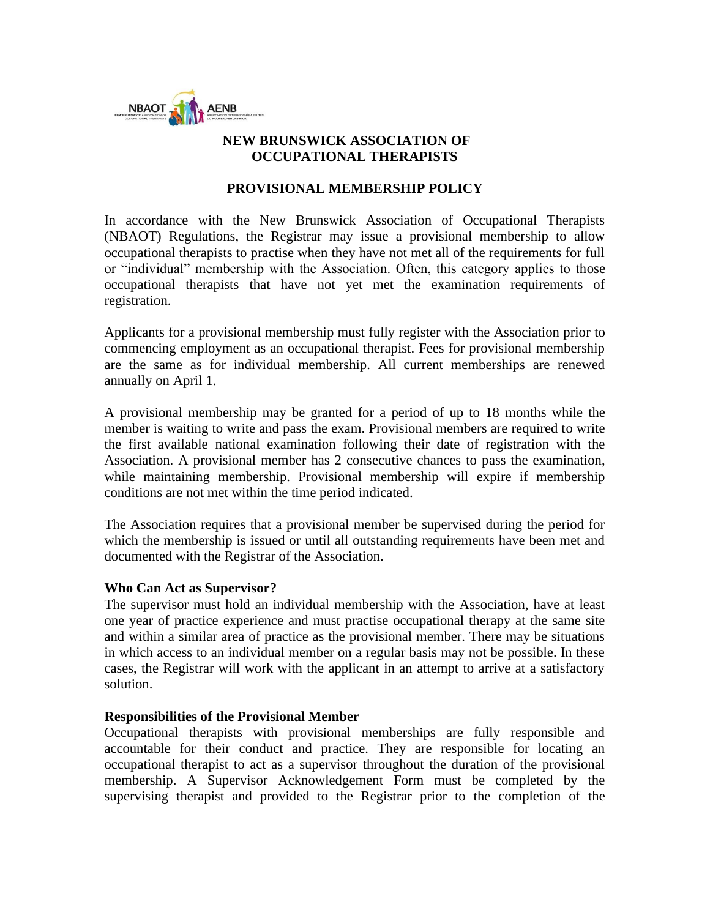# NEW BRUNSWICK ASSOCIATION OF OCCUPATIONAL THERAPISTS

## PROVISIONAL MEMBERSHIP POLICY

In accordance with the New Brunswick Association of Occupational Therapists (NBAOT) Regulations, the Registrar may issue a provisional membership to allow occupational therapists to practise when they have not met all of the requirements for full or "individual" membership with the Association. Often, this category applies to those occupational therapists that have not yet met the examination requirements of registration.

Applicants for a provisional membership must fully register with the Association prior to commencing employment as an occupational therapist. Fees for provisional membership are the same as for individual membership. All current memberships are renewed annually on April 1.

A provisional membership may be granted for a period of up to 18 months while the member is waiting to write and pass the exam. Provisional members are required to write the first available national examination following their date of registration with the Association. A provisional member has 2 consecutive chances to pass the examination, while maintaining membership. Provisional membership will expire if membership conditions are not met within the time period indicated.

The Association requires that a provisional member be supervised during the period for which the membership is issued or until all outstanding requirements have been met and documented with the Registrar of the Association.

**Who Can Act as Supervisor?**

The supervisor must hold an individual membership with the Association, have at least one year of practice experience and must practise occupational therapy at the same site and within a similar area of practice as the provisional member. There may be situations in which access to an individual member on a regular basis may not be possible. In these cases, the Registrar will work with the applicant in an attempt to arrive at a satisfactory solution.

**Responsibilities of the Provisional Member**

Occupational therapists with provisional memberships are fully responsible and accountable for their conduct and practice. They are responsible for locating an occupational therapist to act as a supervisor throughout the duration of the provisional membership. A Supervisor Acknowledgement Form must be completed by the supervising therapist and provided to the Registrar prior to the completion of the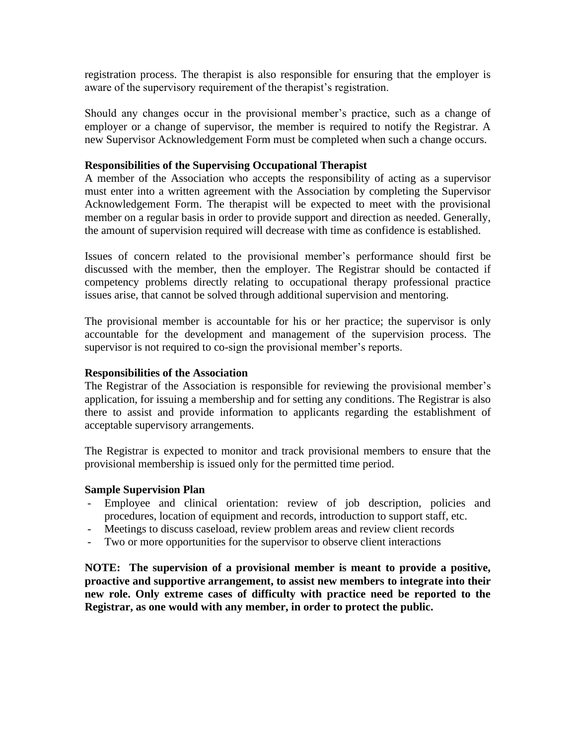registration process. The therapist is also responsible for ensuring that the employer is aware of the supervisory requirement of the therapist's registration.

Should any changes occur in the provisional member's practice, such as a change of employer or a change of supervisor, the member is required to notify the Registrar. A new Supervisor Acknowledgement Form must be completed when such a change occurs.

**Responsibilities of the Supervising Occupational Therapist**

A member of the Association who accepts the responsibility of acting as a supervisor must enter into a written agreement with the Association by completing the Supervisor Acknowledgement Form. The therapist will be expected to meet with the provisional member on a regular basis in order to provide support and direction as needed. Generally, the amount of supervision required will decrease with time as confidence is established.

Issues of concern related to the provisional member's performance should first be discussed with the member, then the employer. The Registrar should be contacted if competency problems directly relating to occupational therapy professional practice issues arise, that cannot be solved through additional supervision and mentoring.

The provisional member is accountable for his or her practice; the supervisor is only accountable for the development and management of the supervision process. The supervisor is not required to co-sign the provisional member's reports.

**Responsibilities of the Association**

The Registrar of the Association is responsible for reviewing the provisional member's application, for issuing a membership and for setting any conditions. The Registrar is also there to assist and provide information to applicants regarding the establishment of acceptable supervisory arrangements.

The Registrar is expected to monitor and track provisional members to ensure that the provisional membership is issued only for the permitted time period.

**Sample Supervision Plan**

- Employee and clinical orientation: review of job description, policies and procedures, location of equipment and records, introduction to support staff, etc.
- Meetings to discuss caseload, review problem areas and review client records
- Two or more opportunities for the supervisor to observe client interactions

**NOTE: The supervision of a provisional member is meant to provide a positive, proactive and supportive arrangement, to assist new members to integrate into their new role. Only extreme cases of difficulty with practice need be reported to the Registrar, as one would with any member, in order to protect the public.**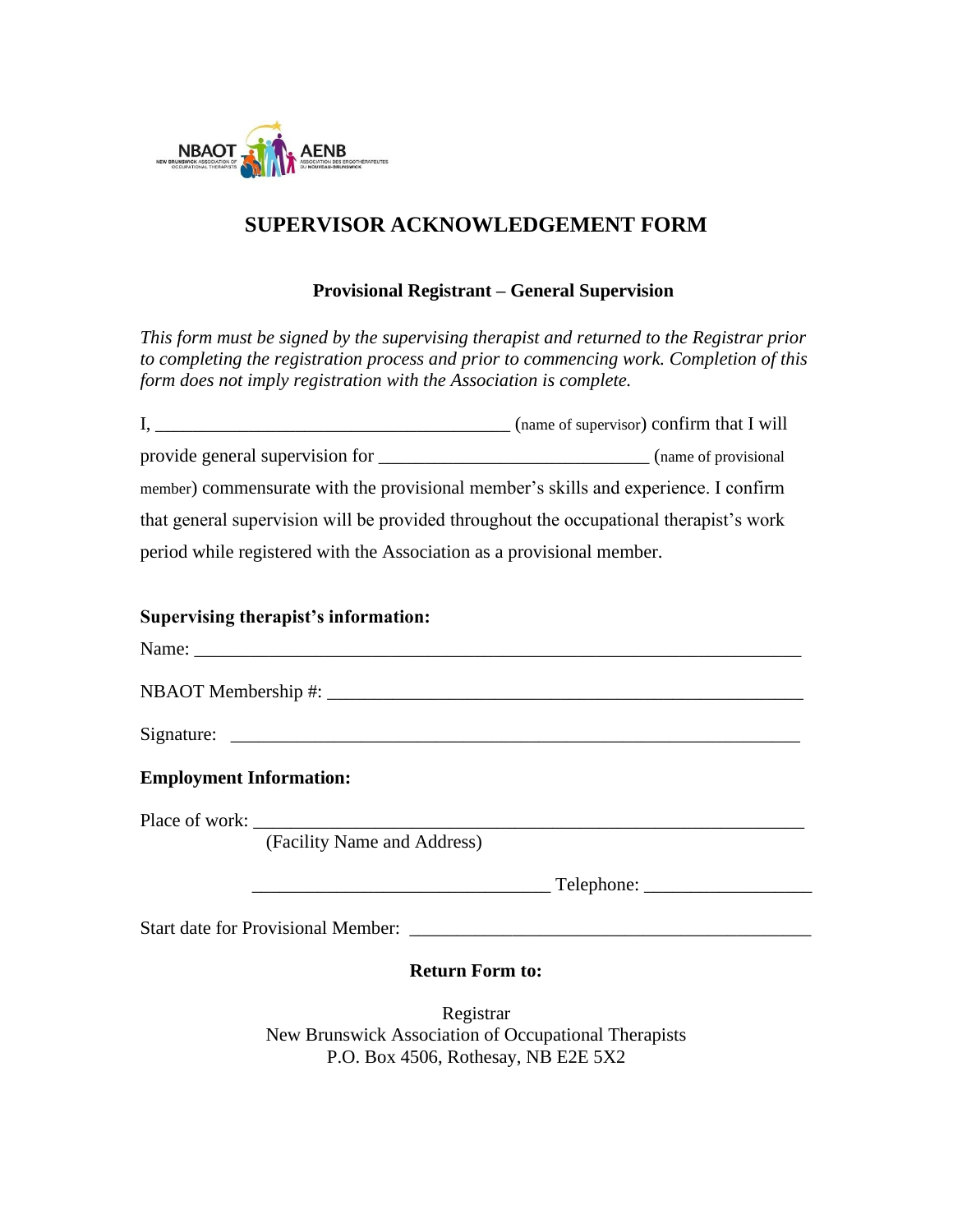# SUPERVISOR ACKNOWLEDGEMENT FORM

### Provisional Registrant – General Supervision

*This form must be signed by the supervising therapist and returned to the Registrar prior to completing the registration process and prior to commencing work. Completion of this form does not imply registration with the Association is complete.*

I, ______________________________________ (name of supervisor) confirm that I will provide general supervision for ____________________________ (name of provisional member) commensurate with the provisional member's skills and experience. I confirm that general supervision will be provided throughout the occupational therapist's work period while registered with the Association as a provisional member.

**Supervising therapist's information:**

Name: ____________________________________________________________

NBAOT Membership #: ______________________________________________

Signature: ________________________________________________________

**Employment Information:**

Place of work: _____________________________________________________
(Facility Name and Address)

________________________________ Telephone: __________________

Start date for Provisional Member: ___________________________________

**Return Form to:**

Registrar
New Brunswick Association of Occupational Therapists
P.O. Box 4506, Rothesay, NB E2E 5X2